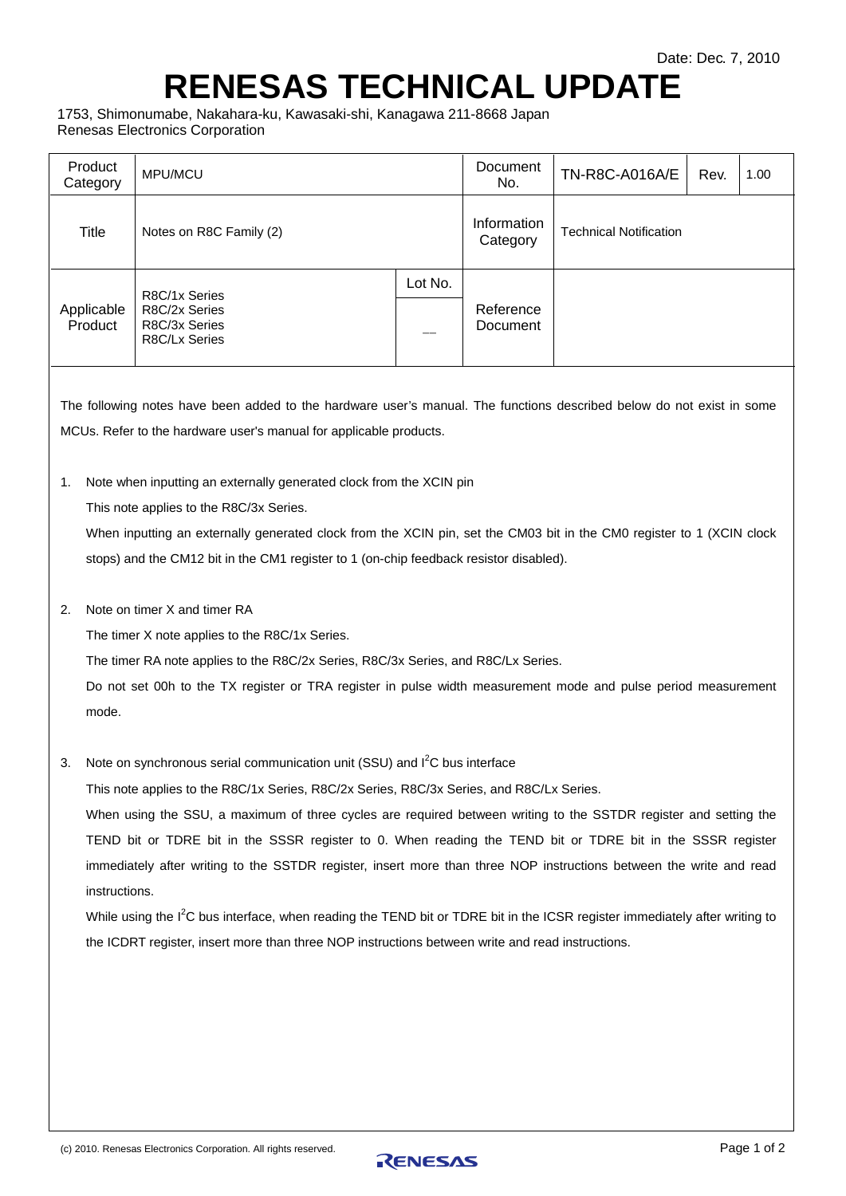Date: Dec. 7, 2010

# RENESAS TECHNICAL UPDATE

1753, Shimonumabe, Nakahara-ku, Kawasaki-shi, Kanagawa 211-8668 Japan
Renesas Electronics Corporation

| Product Category | MPU/MCU | | Document No. | TN-R8C-A016A/E | Rev. | 1.00 |
|---|---|---|---|---|---|---|
| Title | Notes on R8C Family (2) | | Information Category | Technical Notification | | |
| Applicable Product | R8C/1x Series<br>R8C/2x Series<br>R8C/3x Series<br>R8C/Lx Series | Lot No.<br>— | Reference Document | | | |

The following notes have been added to the hardware user's manual. The functions described below do not exist in some MCUs. Refer to the hardware user's manual for applicable products.

1. Note when inputting an externally generated clock from the XCIN pin

   This note applies to the R8C/3x Series.

   When inputting an externally generated clock from the XCIN pin, set the CM03 bit in the CM0 register to 1 (XCIN clock stops) and the CM12 bit in the CM1 register to 1 (on-chip feedback resistor disabled).

2. Note on timer X and timer RA

   The timer X note applies to the R8C/1x Series.

   The timer RA note applies to the R8C/2x Series, R8C/3x Series, and R8C/Lx Series.

   Do not set 00h to the TX register or TRA register in pulse width measurement mode and pulse period measurement mode.

3. Note on synchronous serial communication unit (SSU) and $I^2C$ bus interface

   This note applies to the R8C/1x Series, R8C/2x Series, R8C/3x Series, and R8C/Lx Series.

   When using the SSU, a maximum of three cycles are required between writing to the SSTDR register and setting the TEND bit or TDRE bit in the SSSR register to 0. When reading the TEND bit or TDRE bit in the SSSR register immediately after writing to the SSTDR register, insert more than three NOP instructions between the write and read instructions.

   While using the $I^2C$ bus interface, when reading the TEND bit or TDRE bit in the ICSR register immediately after writing to the ICDRT register, insert more than three NOP instructions between write and read instructions.

(c) 2010. Renesas Electronics Corporation. All rights reserved.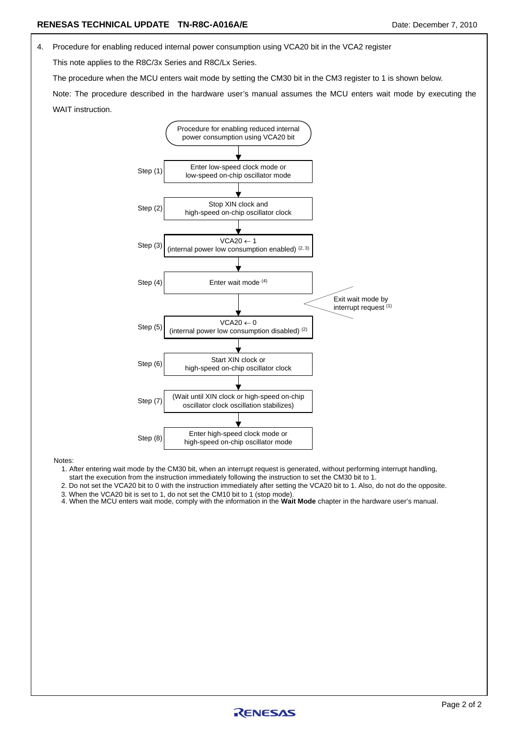4. Procedure for enabling reduced internal power consumption using VCA20 bit in the VCA2 register

This note applies to the R8C/3x Series and R8C/Lx Series.

The procedure when the MCU enters wait mode by setting the CM30 bit in the CM3 register to 1 is shown below.

Note: The procedure described in the hardware user's manual assumes the MCU enters wait mode by executing the WAIT instruction.

Procedure for enabling reduced internal power consumption using VCA20 bit

Step (1) Enter low-speed clock mode or low-speed on-chip oscillator mode

Step (2) Stop XIN clock and high-speed on-chip oscillator clock

Step (3) VCA20 ← 1 (internal power low consumption enabled) (2, 3)

Step (4) Enter wait mode (4)

Exit wait mode by interrupt request (1)

Step (5) VCA20 ← 0 (internal power low consumption disabled) (2)

Step (6) Start XIN clock or high-speed on-chip oscillator clock

Step (7) (Wait until XIN clock or high-speed on-chip oscillator clock oscillation stabilizes)

Step (8) Enter high-speed clock mode or high-speed on-chip oscillator mode

Notes:

1. After entering wait mode by the CM30 bit, when an interrupt request is generated, without performing interrupt handling, start the execution from the instruction immediately following the instruction to set the CM30 bit to 1.
2. Do not set the VCA20 bit to 0 with the instruction immediately after setting the VCA20 bit to 1. Also, do not do the opposite.
3. When the VCA20 bit is set to 1, do not set the CM10 bit to 1 (stop mode).
4. When the MCU enters wait mode, comply with the information in the **Wait Mode** chapter in the hardware user's manual.